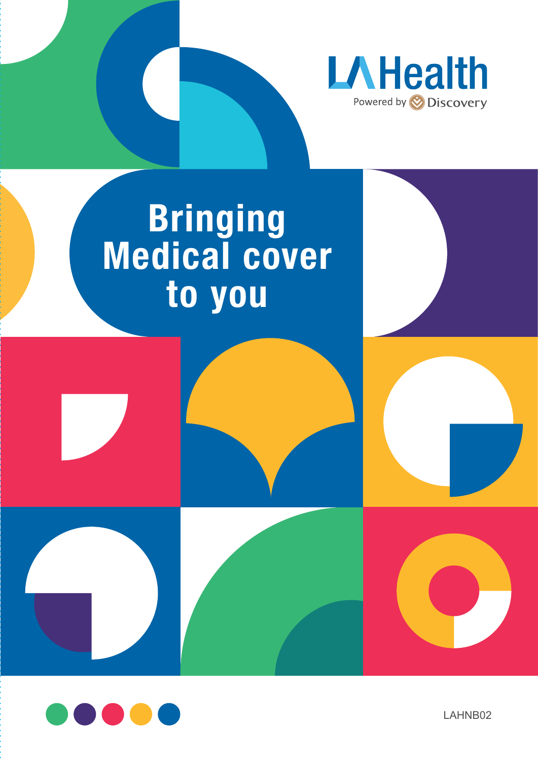LAHealth

Powered by Discovery

# Bringing Medical cover to you

LAHNB02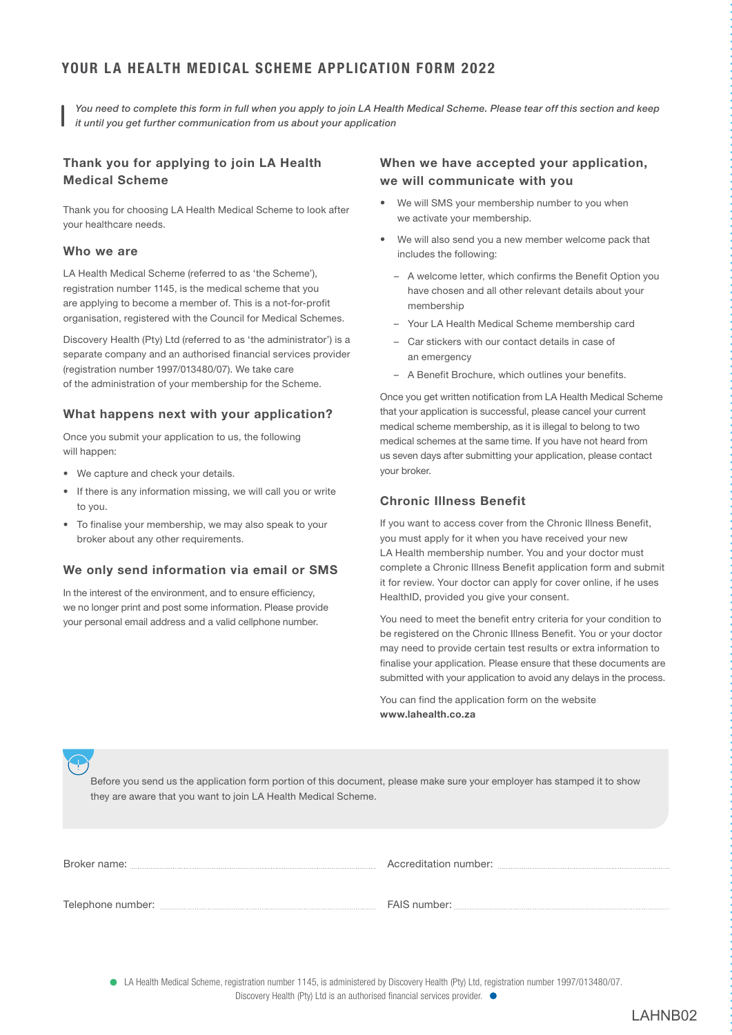# YOUR LA HEALTH MEDICAL SCHEME APPLICATION FORM 2022

*You need to complete this form in full when you apply to join LA Health Medical Scheme. Please tear off this section and keep it until you get further communication from us about your application*

## Thank you for applying to join LA Health Medical Scheme

Thank you for choosing LA Health Medical Scheme to look after your healthcare needs.

### Who we are

LA Health Medical Scheme (referred to as 'the Scheme'), registration number 1145, is the medical scheme that you are applying to become a member of. This is a not-for-profit organisation, registered with the Council for Medical Schemes.

Discovery Health (Pty) Ltd (referred to as 'the administrator') is a separate company and an authorised financial services provider (registration number 1997/013480/07). We take care of the administration of your membership for the Scheme.

### What happens next with your application?

Once you submit your application to us, the following will happen:

- We capture and check your details.
- If there is any information missing, we will call you or write to you.
- To finalise your membership, we may also speak to your broker about any other requirements.

### We only send information via email or SMS

In the interest of the environment, and to ensure efficiency, we no longer print and post some information. Please provide your personal email address and a valid cellphone number.

## When we have accepted your application, we will communicate with you

- We will SMS your membership number to you when we activate your membership.
- We will also send you a new member welcome pack that includes the following:
  - A welcome letter, which confirms the Benefit Option you have chosen and all other relevant details about your membership
  - Your LA Health Medical Scheme membership card
  - Car stickers with our contact details in case of an emergency
  - A Benefit Brochure, which outlines your benefits.

Once you get written notification from LA Health Medical Scheme that your application is successful, please cancel your current medical scheme membership, as it is illegal to belong to two medical schemes at the same time. If you have not heard from us seven days after submitting your application, please contact your broker.

### Chronic Illness Benefit

If you want to access cover from the Chronic Illness Benefit, you must apply for it when you have received your new LA Health membership number. You and your doctor must complete a Chronic Illness Benefit application form and submit it for review. Your doctor can apply for cover online, if he uses HealthID, provided you give your consent.

You need to meet the benefit entry criteria for your condition to be registered on the Chronic Illness Benefit. You or your doctor may need to provide certain test results or extra information to finalise your application. Please ensure that these documents are submitted with your application to avoid any delays in the process.

You can find the application form on the website **www.lahealth.co.za**

Before you send us the application form portion of this document, please make sure your employer has stamped it to show they are aware that you want to join LA Health Medical Scheme.

Broker name: ............................................ Accreditation number: ............................................

Telephone number: ............................................ FAIS number: ............................................

LA Health Medical Scheme, registration number 1145, is administered by Discovery Health (Pty) Ltd, registration number 1997/013480/07. Discovery Health (Pty) Ltd is an authorised financial services provider.

LAHNB02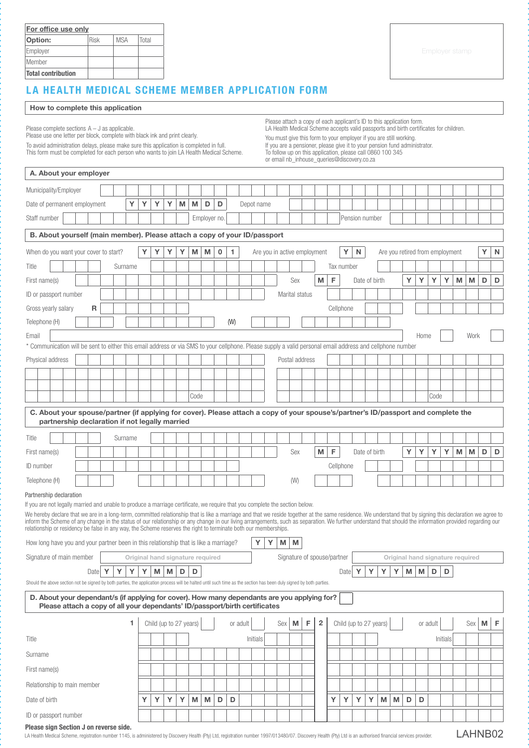| For office use only | | | |
|---|---|---|---|
| **Option:** | Risk | MSA | Total |
| Employer | | | |
| Member | | | |
| **Total contribution** | | | |

Employer stamp

# LA HEALTH MEDICAL SCHEME MEMBER APPLICATION FORM

### How to complete this application

Please complete sections A – J as applicable.
Please use one letter per block, complete with black ink and print clearly.
To avoid administration delays, please make sure this application is completed in full.
This form must be completed for each person who wants to join LA Health Medical Scheme.

Please attach a copy of each applicant's ID to this application form.
LA Health Medical Scheme accepts valid passports and birth certificates for children.
You must give this form to your employer if you are still working.
If you are a pensioner, please give it to your pension fund administrator.
To follow up on this application, please call 0860 100 345
or email nb_inhouse_queries@discovery.co.za

### A. About your employer

Municipality/Employer

Date of permanent employment Y Y Y Y M M D D Depot name

Staff number Employer no. Pension number

### B. About yourself (main member). Please attach a copy of your ID/passport

When do you want your cover to start? Y Y Y Y M M 0 1 Are you in active employment Y N Are you retired from employment Y N

Title Surname Tax number

First name(s) Sex M F Date of birth Y Y Y Y M M D D

ID or passport number Marital status

Gross yearly salary R Cellphone

Telephone (H) (W)

Email Home Work

* Communication will be sent to either this email address or via SMS to your cellphone. Please supply a valid personal email address and cellphone number

Physical address Code

Postal address Code

### C. About your spouse/partner (if applying for cover). Please attach a copy of your spouse's/partner's ID/passport and complete the partnership declaration if not legally married

Title Surname

First name(s) Sex M F Date of birth Y Y Y Y M M D D

ID number Cellphone

Telephone (H) (W)

Partnership declaration

If you are not legally married and unable to produce a marriage certificate, we require that you complete the section below.

We hereby declare that we are in a long-term, committed relationship that is like a marriage and that we reside together at the same residence. We understand that by signing this declaration we agree to inform the Scheme of any change in the status of our relationship or any change in our living arrangements, such as separation. We further understand that should the information provided regarding our relationship or residency be false in any way, the Scheme reserves the right to terminate both our memberships.

How long have you and your partner been in this relationship that is like a marriage? Y Y M M

Signature of main member Original hand signature required Signature of spouse/partner Original hand signature required

Date Y Y Y Y M M D D Date Y Y Y Y M M D D

Should the above section not be signed by both parties, the application process will be halted until such time as the section has been duly signed by both parties.

### D. About your dependant/s (if applying for cover). How many dependants are you applying for? Please attach a copy of all your dependants' ID/passport/birth certificates

| | 1 Child (up to 27 years) or adult Sex M F | 2 Child (up to 27 years) or adult Sex M F |
|---|---|---|
| Title | Initials | Initials |
| Surname | | |
| First name(s) | | |
| Relationship to main member | | |
| Date of birth | Y Y Y Y M M D D | Y Y Y Y M M D D |
| ID or passport number | | |

**Please sign Section J on reverse side.**

LA Health Medical Scheme, registration number 1145, is administered by Discovery Health (Pty) Ltd, registration number 1997/013480/07. Discovery Health (Pty) Ltd is an authorised financial services provider.

LAHNB02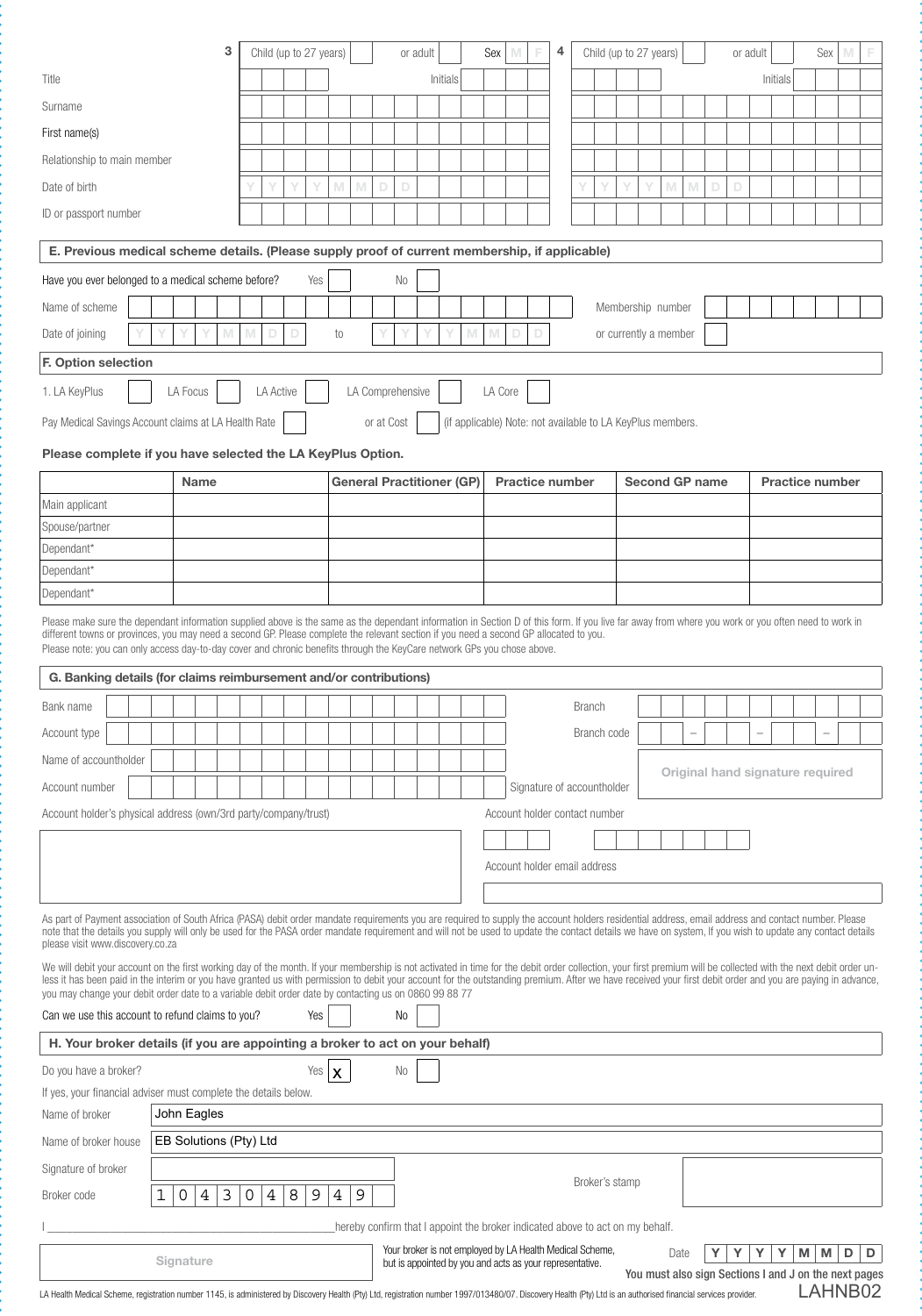| | 3 Child (up to 27 years) | or adult | Sex M F | 4 Child (up to 27 years) | or adult | Sex M F |
|---|---|---|---|---|---|---|
| Title | | Initials | | | Initials | |
| Surname | | | | | | |
| First name(s) | | | | | | |
| Relationship to main member | | | | | | |
| Date of birth | Y Y Y Y M M D D | | | Y Y Y Y M M D D | | |
| ID or passport number | | | | | | |

## E. Previous medical scheme details. (Please supply proof of current membership, if applicable)

Have you ever belonged to a medical scheme before? Yes [ ] No [ ]

Name of scheme _______________ Membership number _______________

Date of joining Y Y Y Y M M D D to Y Y Y Y M M D D or currently a member [ ]

## F. Option selection

1. LA KeyPlus [ ] LA Focus [ ] LA Active [ ] LA Comprehensive [ ] LA Core [ ]

Pay Medical Savings Account claims at LA Health Rate [ ] or at Cost [ ] (if applicable) Note: not available to LA KeyPlus members.

**Please complete if you have selected the LA KeyPlus Option.**

| | Name | General Practitioner (GP) | Practice number | Second GP name | Practice number |
|---|---|---|---|---|---|
| Main applicant | | | | | |
| Spouse/partner | | | | | |
| Dependant* | | | | | |
| Dependant* | | | | | |
| Dependant* | | | | | |

Please make sure the dependant information supplied above is the same as the dependant information in Section D of this form. If you live far away from where you work or you often need to work in different towns or provinces, you may need a second GP. Please complete the relevant section if you need a second GP allocated to you.
Please note: you can only access day-to-day cover and chronic benefits through the KeyCare network GPs you chose above.

## G. Banking details (for claims reimbursement and/or contributions)

Bank name _______________ Branch _______________

Account type _______________ Branch code ___ – ___ – ___ – ___

Name of accountholder _______________

Account number _______________ Signature of accountholder: Original hand signature required

Account holder's physical address (own/3rd party/company/trust)

Account holder contact number

Account holder email address

As part of Payment association of South Africa (PASA) debit order mandate requirements you are required to supply the account holders residential address, email address and contact number. Please note that the details you supply will only be used for the PASA order mandate requirement and will not be used to update the contact details we have on system, If you wish to update any contact details please visit www.discovery.co.za

We will debit your account on the first working day of the month. If your membership is not activated in time for the debit order collection, your first premium will be collected with the next debit order unless it has been paid in the interim or you have granted us with permission to debit your account for the outstanding premium. After we have received your first debit order and you are paying in advance, you may change your debit order date to a variable debit order date by contacting us on 0860 99 88 77

Can we use this account to refund claims to you? Yes [ ] No [ ]

## H. Your broker details (if you are appointing a broker to act on your behalf)

Do you have a broker? Yes [X] No [ ]

If yes, your financial adviser must complete the details below.

Name of broker: John Eagles

Name of broker house: EB Solutions (Pty) Ltd

Signature of broker _______________ Broker's stamp

Broker code: 1 0 4 3 0 4 8 9 4 9

I _______________ hereby confirm that I appoint the broker indicated above to act on my behalf.

Signature _______________

Your broker is not employed by LA Health Medical Scheme, but is appointed by you and acts as your representative.

Date Y Y Y Y M M D D

**You must also sign Sections I and J on the next pages**

LA Health Medical Scheme, registration number 1145, is administered by Discovery Health (Pty) Ltd, registration number 1997/013480/07. Discovery Health (Pty) Ltd is an authorised financial services provider.

LAHNB02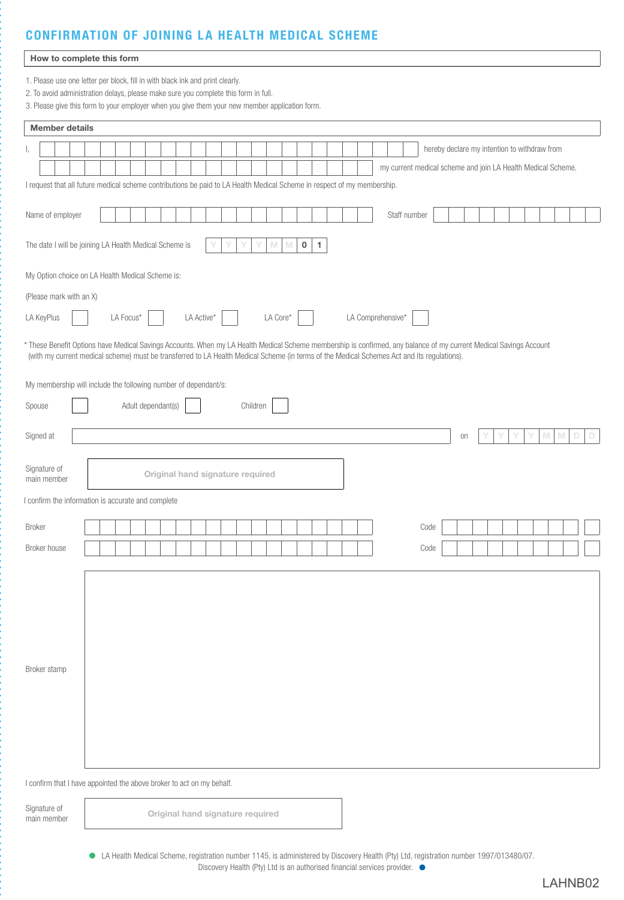# CONFIRMATION OF JOINING LA HEALTH MEDICAL SCHEME

**How to complete this form**

1. Please use one letter per block, fill in with black ink and print clearly.
2. To avoid administration delays, please make sure you complete this form in full.
3. Please give this form to your employer when you give them your new member application form.

**Member details**

I, _______________ hereby declare my intention to withdraw from _______________ my current medical scheme and join LA Health Medical Scheme.

I request that all future medical scheme contributions be paid to LA Health Medical Scheme in respect of my membership.

Name of employer _______________ Staff number _______________

The date I will be joining LA Health Medical Scheme is Y Y Y Y M M 0 1

My Option choice on LA Health Medical Scheme is:

(Please mark with an X)

LA KeyPlus ☐ LA Focus* ☐ LA Active* ☐ LA Core* ☐ LA Comprehensive* ☐

* These Benefit Options have Medical Savings Accounts. When my LA Health Medical Scheme membership is confirmed, any balance of my current Medical Savings Account (with my current medical scheme) must be transferred to LA Health Medical Scheme (in terms of the Medical Schemes Act and its regulations).

My membership will include the following number of dependant/s:

Spouse ☐ Adult dependant(s) ☐ Children ☐

Signed at _______________ on Y Y Y Y M M D D

Signature of main member: Original hand signature required

I confirm the information is accurate and complete

Broker _______________ Code _______________

Broker house _______________ Code _______________

Broker stamp

I confirm that I have appointed the above broker to act on my behalf.

Signature of main member: Original hand signature required

LA Health Medical Scheme, registration number 1145, is administered by Discovery Health (Pty) Ltd, registration number 1997/013480/07. Discovery Health (Pty) Ltd is an authorised financial services provider.

LAHNB02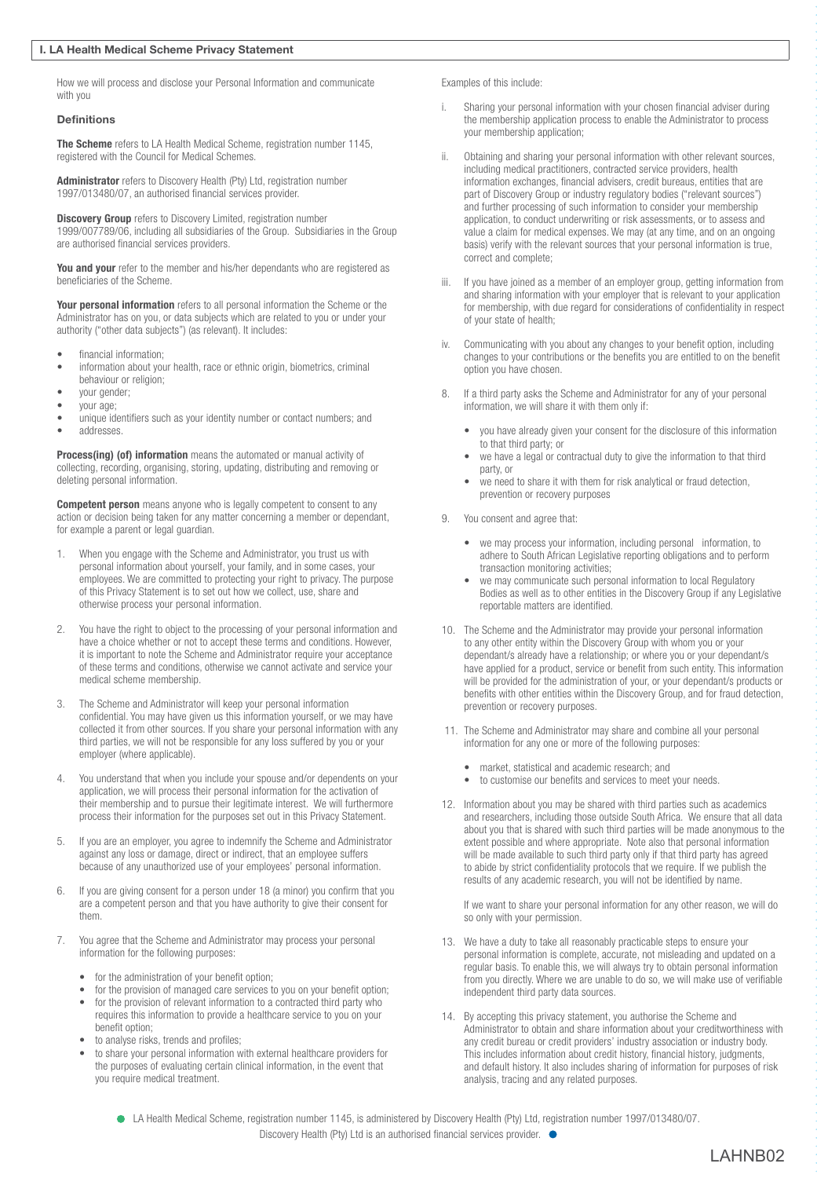## I. LA Health Medical Scheme Privacy Statement

How we will process and disclose your Personal Information and communicate with you

### Definitions

**The Scheme** refers to LA Health Medical Scheme, registration number 1145, registered with the Council for Medical Schemes.

**Administrator** refers to Discovery Health (Pty) Ltd, registration number 1997/013480/07, an authorised financial services provider.

**Discovery Group** refers to Discovery Limited, registration number 1999/007789/06, including all subsidiaries of the Group. Subsidiaries in the Group are authorised financial services providers.

**You and your** refer to the member and his/her dependants who are registered as beneficiaries of the Scheme.

**Your personal information** refers to all personal information the Scheme or the Administrator has on you, or data subjects which are related to you or under your authority ("other data subjects") (as relevant). It includes:

- financial information;
- information about your health, race or ethnic origin, biometrics, criminal behaviour or religion;
- your gender;
- your age;
- unique identifiers such as your identity number or contact numbers; and
- addresses.

**Process(ing) (of) information** means the automated or manual activity of collecting, recording, organising, storing, updating, distributing and removing or deleting personal information.

**Competent person** means anyone who is legally competent to consent to any action or decision being taken for any matter concerning a member or dependant, for example a parent or legal guardian.

1. When you engage with the Scheme and Administrator, you trust us with personal information about yourself, your family, and in some cases, your employees. We are committed to protecting your right to privacy. The purpose of this Privacy Statement is to set out how we collect, use, share and otherwise process your personal information.

2. You have the right to object to the processing of your personal information and have a choice whether or not to accept these terms and conditions. However, it is important to note the Scheme and Administrator require your acceptance of these terms and conditions, otherwise we cannot activate and service your medical scheme membership.

3. The Scheme and Administrator will keep your personal information confidential. You may have given us this information yourself, or we may have collected it from other sources. If you share your personal information with any third parties, we will not be responsible for any loss suffered by you or your employer (where applicable).

4. You understand that when you include your spouse and/or dependents on your application, we will process their personal information for the activation of their membership and to pursue their legitimate interest. We will furthermore process their information for the purposes set out in this Privacy Statement.

5. If you are an employer, you agree to indemnify the Scheme and Administrator against any loss or damage, direct or indirect, that an employee suffers because of any unauthorized use of your employees' personal information.

6. If you are giving consent for a person under 18 (a minor) you confirm that you are a competent person and that you have authority to give their consent for them.

7. You agree that the Scheme and Administrator may process your personal information for the following purposes:

   - for the administration of your benefit option;
   - for the provision of managed care services to you on your benefit option;
   - for the provision of relevant information to a contracted third party who requires this information to provide a healthcare service to you on your benefit option;
   - to analyse risks, trends and profiles;
   - to share your personal information with external healthcare providers for the purposes of evaluating certain clinical information, in the event that you require medical treatment.

   Examples of this include:

   i. Sharing your personal information with your chosen financial adviser during the membership application process to enable the Administrator to process your membership application;

   ii. Obtaining and sharing your personal information with other relevant sources, including medical practitioners, contracted service providers, health information exchanges, financial advisers, credit bureaus, entities that are part of Discovery Group or industry regulatory bodies ("relevant sources") and further processing of such information to consider your membership application, to conduct underwriting or risk assessments, or to assess and value a claim for medical expenses. We may (at any time, and on an ongoing basis) verify with the relevant sources that your personal information is true, correct and complete;

   iii. If you have joined as a member of an employer group, getting information from and sharing information with your employer that is relevant to your application for membership, with due regard for considerations of confidentiality in respect of your state of health;

   iv. Communicating with you about any changes to your benefit option, including changes to your contributions or the benefits you are entitled to on the benefit option you have chosen.

8. If a third party asks the Scheme and Administrator for any of your personal information, we will share it with them only if:

   - you have already given your consent for the disclosure of this information to that third party; or
   - we have a legal or contractual duty to give the information to that third party, or
   - we need to share it with them for risk analytical or fraud detection, prevention or recovery purposes

9. You consent and agree that:

   - we may process your information, including personal information, to adhere to South African Legislative reporting obligations and to perform transaction monitoring activities;
   - we may communicate such personal information to local Regulatory Bodies as well as to other entities in the Discovery Group if any Legislative reportable matters are identified.

10. The Scheme and the Administrator may provide your personal information to any other entity within the Discovery Group with whom you or your dependant/s already have a relationship; or where you or your dependant/s have applied for a product, service or benefit from such entity. This information will be provided for the administration of your, or your dependant/s products or benefits with other entities within the Discovery Group, and for fraud detection, prevention or recovery purposes.

11. The Scheme and Administrator may share and combine all your personal information for any one or more of the following purposes:

    - market, statistical and academic research; and
    - to customise our benefits and services to meet your needs.

12. Information about you may be shared with third parties such as academics and researchers, including those outside South Africa. We ensure that all data about you that is shared with such third parties will be made anonymous to the extent possible and where appropriate. Note also that personal information will be made available to such third party only if that third party has agreed to abide by strict confidentiality protocols that we require. If we publish the results of any academic research, you will not be identified by name.

    If we want to share your personal information for any other reason, we will do so only with your permission.

13. We have a duty to take all reasonably practicable steps to ensure your personal information is complete, accurate, not misleading and updated on a regular basis. To enable this, we will always try to obtain personal information from you directly. Where we are unable to do so, we will make use of verifiable independent third party data sources.

14. By accepting this privacy statement, you authorise the Scheme and Administrator to obtain and share information about your creditworthiness with any credit bureau or credit providers' industry association or industry body. This includes information about credit history, financial history, judgments, and default history. It also includes sharing of information for purposes of risk analysis, tracing and any related purposes.

LA Health Medical Scheme, registration number 1145, is administered by Discovery Health (Pty) Ltd, registration number 1997/013480/07. Discovery Health (Pty) Ltd is an authorised financial services provider.

LAHNB02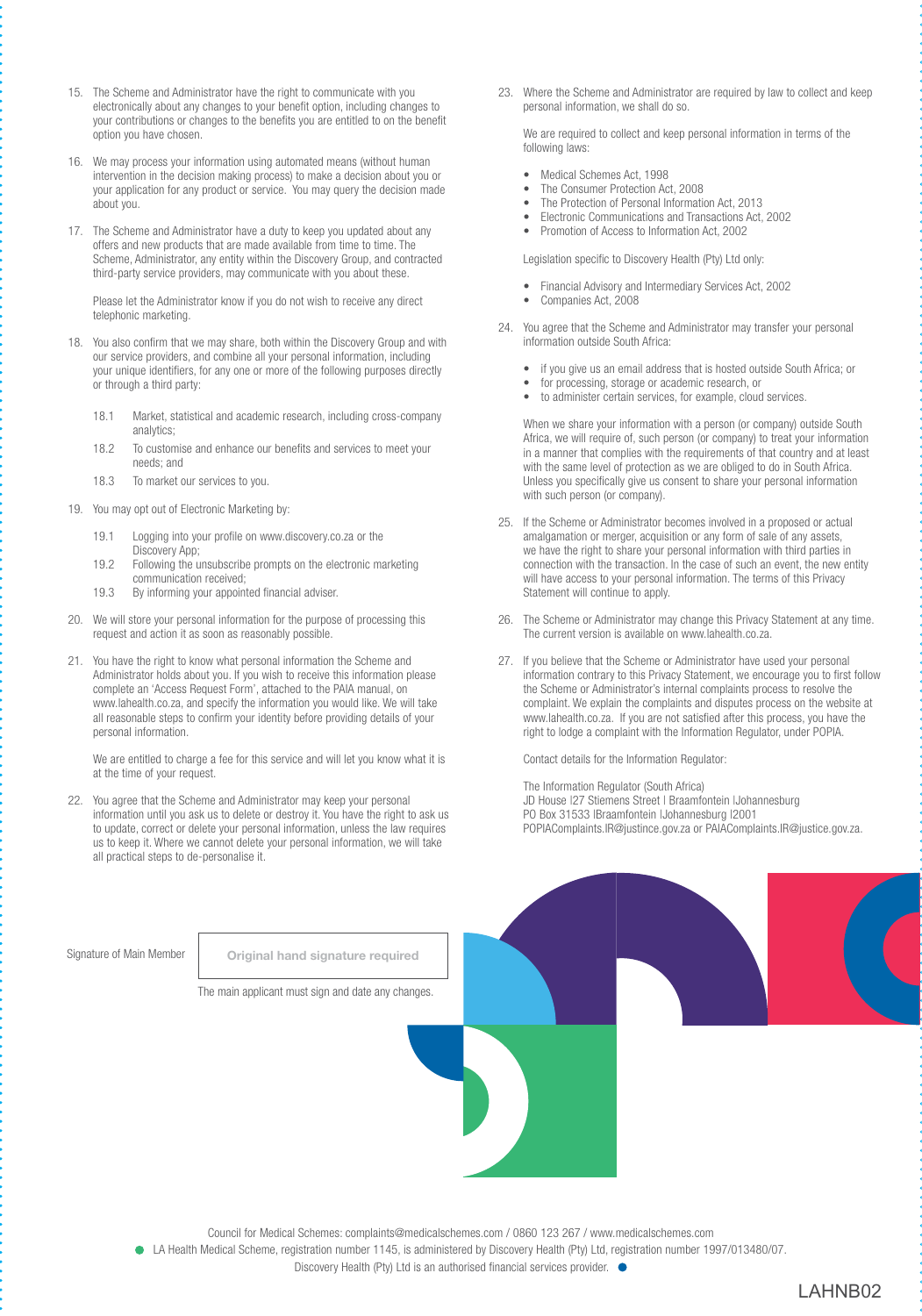15. The Scheme and Administrator have the right to communicate with you electronically about any changes to your benefit option, including changes to your contributions or changes to the benefits you are entitled to on the benefit option you have chosen.

16. We may process your information using automated means (without human intervention in the decision making process) to make a decision about you or your application for any product or service. You may query the decision made about you.

17. The Scheme and Administrator have a duty to keep you updated about any offers and new products that are made available from time to time. The Scheme, Administrator, any entity within the Discovery Group, and contracted third-party service providers, may communicate with you about these.

    Please let the Administrator know if you do not wish to receive any direct telephonic marketing.

18. You also confirm that we may share, both within the Discovery Group and with our service providers, and combine all your personal information, including your unique identifiers, for any one or more of the following purposes directly or through a third party:

    18.1 Market, statistical and academic research, including cross-company analytics;

    18.2 To customise and enhance our benefits and services to meet your needs; and

    18.3 To market our services to you.

19. You may opt out of Electronic Marketing by:

    19.1 Logging into your profile on www.discovery.co.za or the Discovery App;

    19.2 Following the unsubscribe prompts on the electronic marketing communication received;

    19.3 By informing your appointed financial adviser.

20. We will store your personal information for the purpose of processing this request and action it as soon as reasonably possible.

21. You have the right to know what personal information the Scheme and Administrator holds about you. If you wish to receive this information please complete an 'Access Request Form', attached to the PAIA manual, on www.lahealth.co.za, and specify the information you would like. We will take all reasonable steps to confirm your identity before providing details of your personal information.

    We are entitled to charge a fee for this service and will let you know what it is at the time of your request.

22. You agree that the Scheme and Administrator may keep your personal information until you ask us to delete or destroy it. You have the right to ask us to update, correct or delete your personal information, unless the law requires us to keep it. Where we cannot delete your personal information, we will take all practical steps to de-personalise it.

23. Where the Scheme and Administrator are required by law to collect and keep personal information, we shall do so.

    We are required to collect and keep personal information in terms of the following laws:

    - Medical Schemes Act, 1998
    - The Consumer Protection Act, 2008
    - The Protection of Personal Information Act, 2013
    - Electronic Communications and Transactions Act, 2002
    - Promotion of Access to Information Act, 2002

    Legislation specific to Discovery Health (Pty) Ltd only:

    - Financial Advisory and Intermediary Services Act, 2002
    - Companies Act, 2008

24. You agree that the Scheme and Administrator may transfer your personal information outside South Africa:

    - if you give us an email address that is hosted outside South Africa; or
    - for processing, storage or academic research, or
    - to administer certain services, for example, cloud services.

    When we share your information with a person (or company) outside South Africa, we will require of, such person (or company) to treat your information in a manner that complies with the requirements of that country and at least with the same level of protection as we are obliged to do in South Africa. Unless you specifically give us consent to share your personal information with such person (or company).

25. If the Scheme or Administrator becomes involved in a proposed or actual amalgamation or merger, acquisition or any form of sale of any assets, we have the right to share your personal information with third parties in connection with the transaction. In the case of such an event, the new entity will have access to your personal information. The terms of this Privacy Statement will continue to apply.

26. The Scheme or Administrator may change this Privacy Statement at any time. The current version is available on www.lahealth.co.za.

27. If you believe that the Scheme or Administrator have used your personal information contrary to this Privacy Statement, we encourage you to first follow the Scheme or Administrator's internal complaints process to resolve the complaint. We explain the complaints and disputes process on the website at www.lahealth.co.za. If you are not satisfied after this process, you have the right to lodge a complaint with the Information Regulator, under POPIA.

    Contact details for the Information Regulator:

    The Information Regulator (South Africa)
    JD House |27 Stiemens Street | Braamfontein |Johannesburg
    PO Box 31533 |Braamfontein |Johannesburg |2001
    POPIAComplaints.IR@justince.gov.za or PAIAComplaints.IR@justice.gov.za.

Signature of Main Member | Original hand signature required

The main applicant must sign and date any changes.

Council for Medical Schemes: complaints@medicalschemes.com / 0860 123 267 / www.medicalschemes.com

LA Health Medical Scheme, registration number 1145, is administered by Discovery Health (Pty) Ltd, registration number 1997/013480/07.

Discovery Health (Pty) Ltd is an authorised financial services provider.

LAHNB02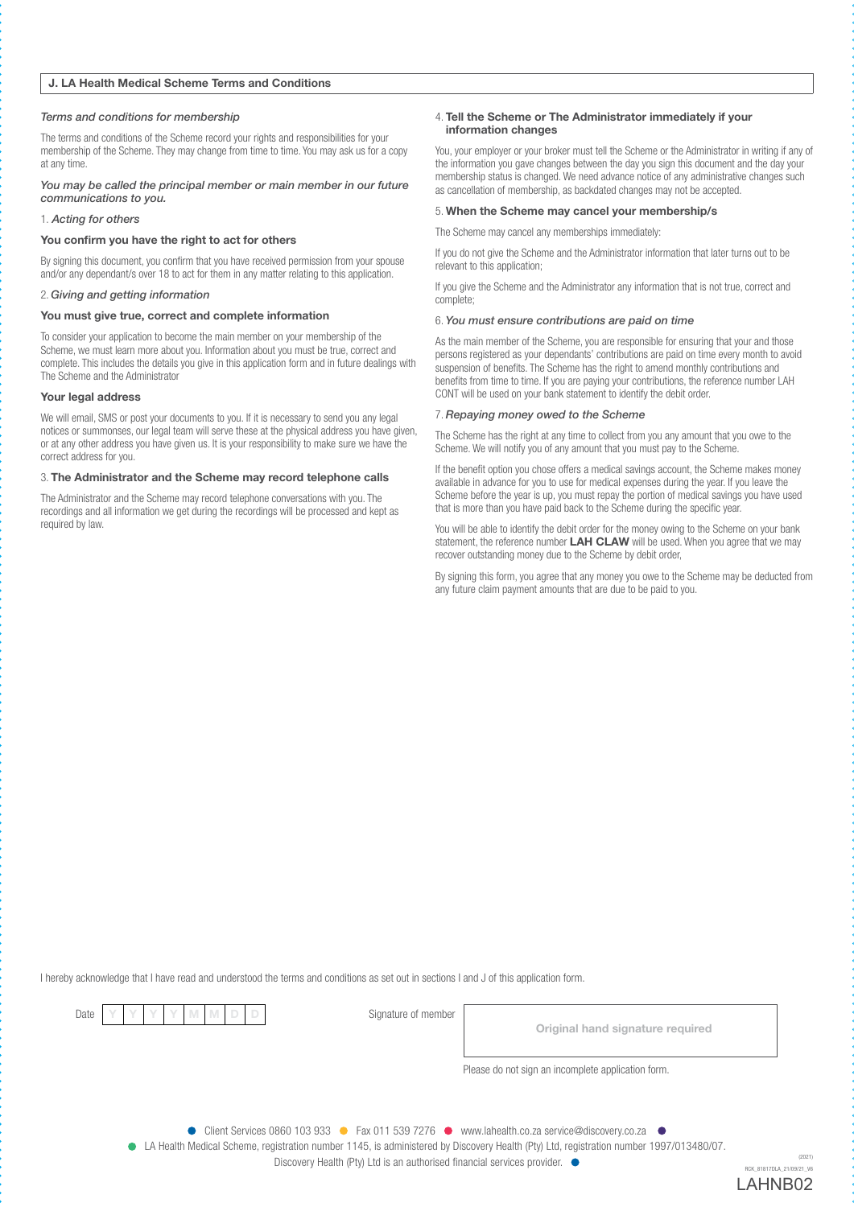## J. LA Health Medical Scheme Terms and Conditions

*Terms and conditions for membership*

The terms and conditions of the Scheme record your rights and responsibilities for your membership of the Scheme. They may change from time to time. You may ask us for a copy at any time.

***You may be called the principal member or main member in our future communications to you.***

1. *Acting for others*

**You confirm you have the right to act for others**

By signing this document, you confirm that you have received permission from your spouse and/or any dependant/s over 18 to act for them in any matter relating to this application.

2. ***Giving and getting information***

**You must give true, correct and complete information**

To consider your application to become the main member on your membership of the Scheme, we must learn more about you. Information about you must be true, correct and complete. This includes the details you give in this application form and in future dealings with The Scheme and the Administrator

**Your legal address**

We will email, SMS or post your documents to you. If it is necessary to send you any legal notices or summonses, our legal team will serve these at the physical address you have given, or at any other address you have given us. It is your responsibility to make sure we have the correct address for you.

3. **The Administrator and the Scheme may record telephone calls**

The Administrator and the Scheme may record telephone conversations with you. The recordings and all information we get during the recordings will be processed and kept as required by law.

4. **Tell the Scheme or The Administrator immediately if your information changes**

You, your employer or your broker must tell the Scheme or the Administrator in writing if any of the information you gave changes between the day you sign this document and the day your membership status is changed. We need advance notice of any administrative changes such as cancellation of membership, as backdated changes may not be accepted.

5. **When the Scheme may cancel your membership/s**

The Scheme may cancel any memberships immediately:

If you do not give the Scheme and the Administrator information that later turns out to be relevant to this application;

If you give the Scheme and the Administrator any information that is not true, correct and complete;

6. ***You must ensure contributions are paid on time***

As the main member of the Scheme, you are responsible for ensuring that your and those persons registered as your dependants' contributions are paid on time every month to avoid suspension of benefits. The Scheme has the right to amend monthly contributions and benefits from time to time. If you are paying your contributions, the reference number LAH CONT will be used on your bank statement to identify the debit order.

7. ***Repaying money owed to the Scheme***

The Scheme has the right at any time to collect from you any amount that you owe to the Scheme. We will notify you of any amount that you must pay to the Scheme.

If the benefit option you chose offers a medical savings account, the Scheme makes money available in advance for you to use for medical expenses during the year. If you leave the Scheme before the year is up, you must repay the portion of medical savings you have used that is more than you have paid back to the Scheme during the specific year.

You will be able to identify the debit order for the money owing to the Scheme on your bank statement, the reference number **LAH CLAW** will be used. When you agree that we may recover outstanding money due to the Scheme by debit order,

By signing this form, you agree that any money you owe to the Scheme may be deducted from any future claim payment amounts that are due to be paid to you.

I hereby acknowledge that I have read and understood the terms and conditions as set out in sections I and J of this application form.

Date | Y | Y | Y | Y | M | M | D | D |

Signature of member: Original hand signature required

Please do not sign an incomplete application form.

Client Services 0860 103 933 · Fax 011 539 7276 · www.lahealth.co.za service@discovery.co.za

LA Health Medical Scheme, registration number 1145, is administered by Discovery Health (Pty) Ltd, registration number 1997/013480/07.
Discovery Health (Pty) Ltd is an authorised financial services provider.

(2021)
RCK_81817DLA_21/09/21_V6
LAHNB02